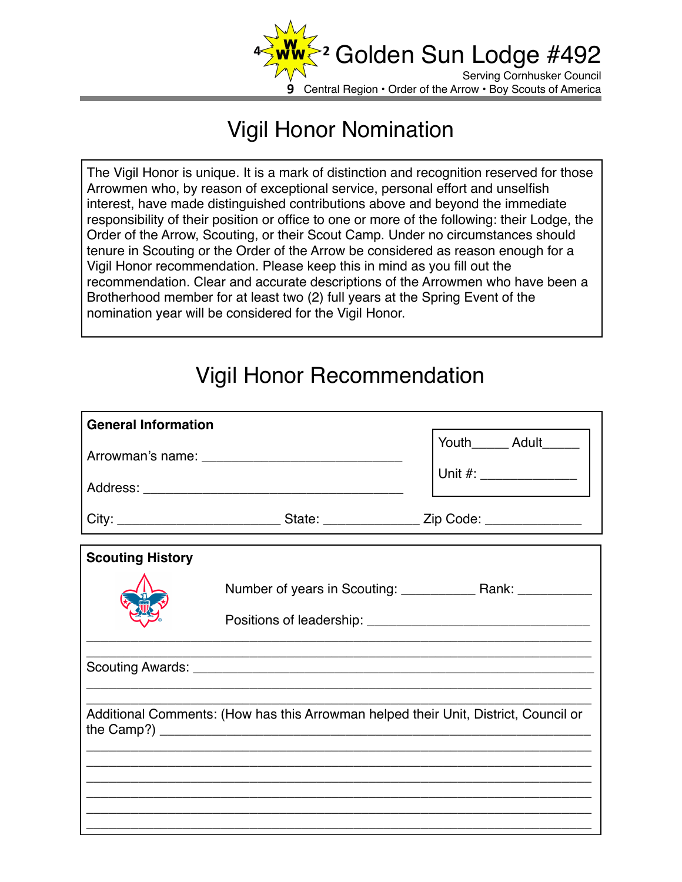# Golden Sun Lodge #492

Serving Cornhusker Council

9 Central Region • Order of the Arrow • Boy Scouts of America

## Vigil Honor Nomination

The Vigil Honor is unique. It is a mark of distinction and recognition reserved for those Arrowmen who, by reason of exceptional service, personal effort and unselfish interest, have made distinguished contributions above and beyond the immediate responsibility of their position or office to one or more of the following: their Lodge, the Order of the Arrow, Scouting, or their Scout Camp. Under no circumstances should tenure in Scouting or the Order of the Arrow be considered as reason enough for a Vigil Honor recommendation. Please keep this in mind as you fill out the recommendation. Clear and accurate descriptions of the Arrowmen who have been a Brotherhood member for at least two (2) full years at the Spring Event of the nomination year will be considered for the Vigil Honor.

## Vigil Honor Recommendation

**General Information**

Arrowman's name: ___________________________

Address: ___________________________________

Youth_____ Adult_____

Unit #: _____________

City: ______________________ State: _____________ Zip Code: _____________

**Scouting History**

Number of years in Scouting: __________ Rank: __________

Positions of leadership: ______________________________

_____________________________________________________________________

_____________________________________________________________________

Scouting Awards: ____________________________________________________

_____________________________________________________________________

_____________________________________________________________________

Additional Comments: (How has this Arrowman helped their Unit, District, Council or the Camp?) ______________________________________________________

_____________________________________________________________________

_____________________________________________________________________

_____________________________________________________________________

_____________________________________________________________________

_____________________________________________________________________

_____________________________________________________________________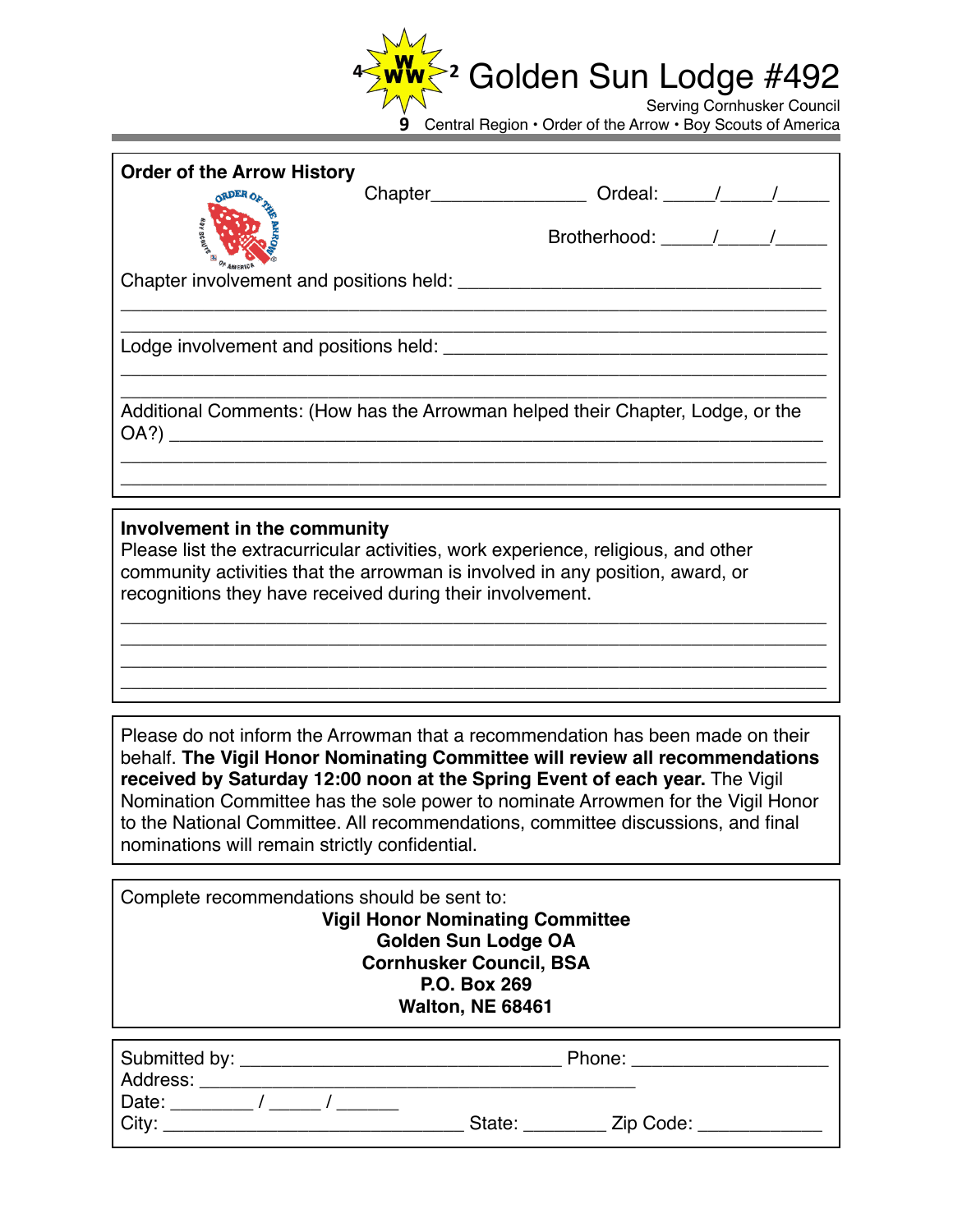# Golden Sun Lodge #492

Serving Cornhusker Council

Central Region • Order of the Arrow • Boy Scouts of America

**Order of the Arrow History**

Chapter_______________ Ordeal: _____/_____/_____

Brotherhood: _____/_____/_____

Chapter involvement and positions held: ___________________________________
_______________________________________________________________________
_______________________________________________________________________

Lodge involvement and positions held: _____________________________________
_______________________________________________________________________
_______________________________________________________________________

Additional Comments: (How has the Arrowman helped their Chapter, Lodge, or the OA?) ___________________________________________________________
_______________________________________________________________________
_______________________________________________________________________

**Involvement in the community**

Please list the extracurricular activities, work experience, religious, and other community activities that the arrowman is involved in any position, award, or recognitions they have received during their involvement.

_______________________________________________________________________
_______________________________________________________________________
_______________________________________________________________________
_______________________________________________________________________

Please do not inform the Arrowman that a recommendation has been made on their behalf. **The Vigil Honor Nominating Committee will review all recommendations received by Saturday 12:00 noon at the Spring Event of each year.** The Vigil Nomination Committee has the sole power to nominate Arrowmen for the Vigil Honor to the National Committee. All recommendations, committee discussions, and final nominations will remain strictly confidential.

Complete recommendations should be sent to:

**Vigil Honor Nominating Committee**
**Golden Sun Lodge OA**
**Cornhusker Council, BSA**
**P.O. Box 269**
**Walton, NE 68461**

Submitted by: ______________________________ Phone: __________________
Address: __________________________________________
Date: ________ / _____ / ______
City: ____________________________ State: ________ Zip Code: ____________